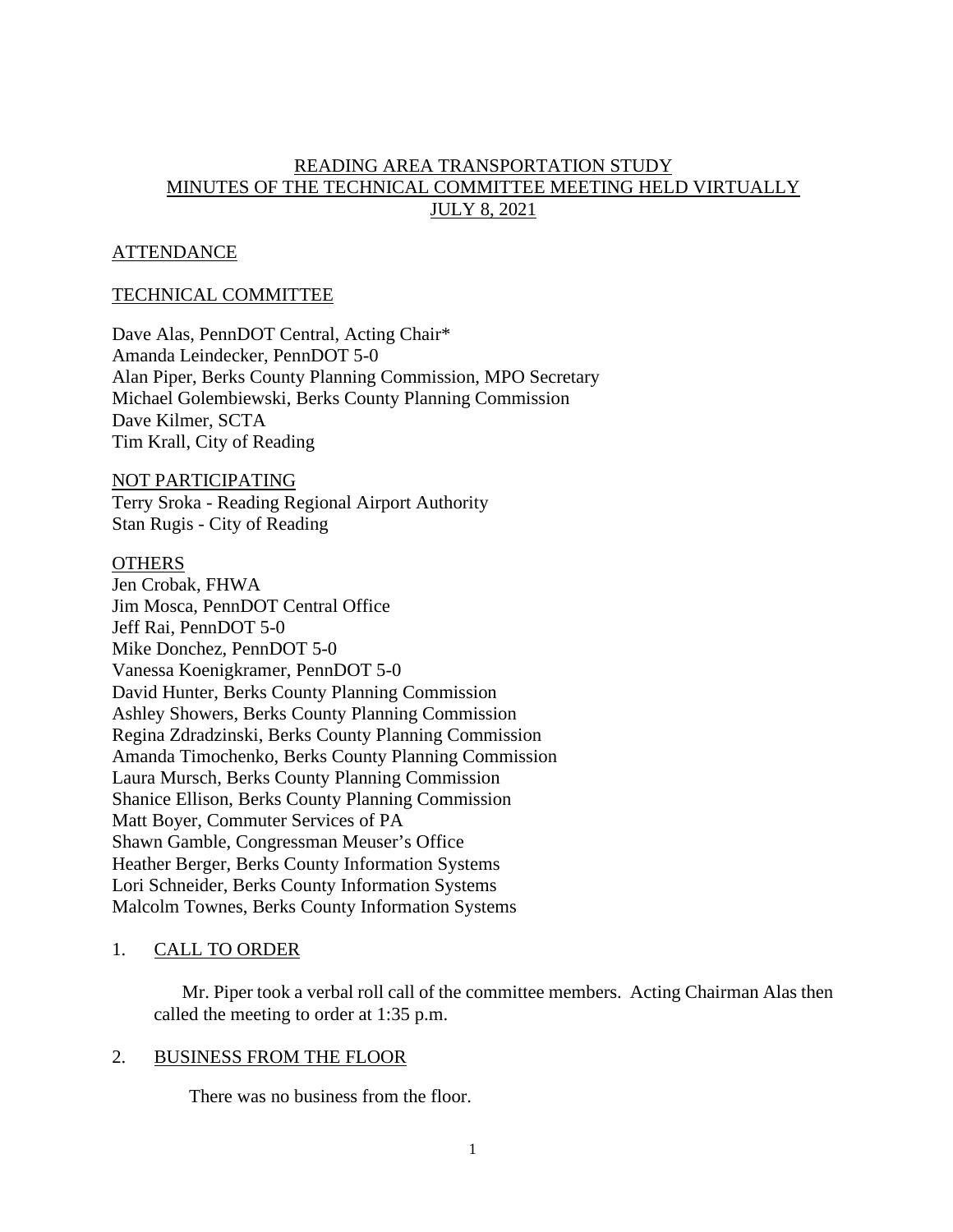# READING AREA TRANSPORTATION STUDY
# MINUTES OF THE TECHNICAL COMMITTEE MEETING HELD VIRTUALLY
# JULY 8, 2021

## ATTENDANCE

### TECHNICAL COMMITTEE

Dave Alas, PennDOT Central, Acting Chair*
Amanda Leindecker, PennDOT 5-0
Alan Piper, Berks County Planning Commission, MPO Secretary
Michael Golembiewski, Berks County Planning Commission
Dave Kilmer, SCTA
Tim Krall, City of Reading

### NOT PARTICIPATING

Terry Sroka - Reading Regional Airport Authority
Stan Rugis - City of Reading

### OTHERS

Jen Crobak, FHWA
Jim Mosca, PennDOT Central Office
Jeff Rai, PennDOT 5-0
Mike Donchez, PennDOT 5-0
Vanessa Koenigkramer, PennDOT 5-0
David Hunter, Berks County Planning Commission
Ashley Showers, Berks County Planning Commission
Regina Zdradzinski, Berks County Planning Commission
Amanda Timochenko, Berks County Planning Commission
Laura Mursch, Berks County Planning Commission
Shanice Ellison, Berks County Planning Commission
Matt Boyer, Commuter Services of PA
Shawn Gamble, Congressman Meuser's Office
Heather Berger, Berks County Information Systems
Lori Schneider, Berks County Information Systems
Malcolm Townes, Berks County Information Systems

## 1. CALL TO ORDER

Mr. Piper took a verbal roll call of the committee members. Acting Chairman Alas then called the meeting to order at 1:35 p.m.

## 2. BUSINESS FROM THE FLOOR

There was no business from the floor.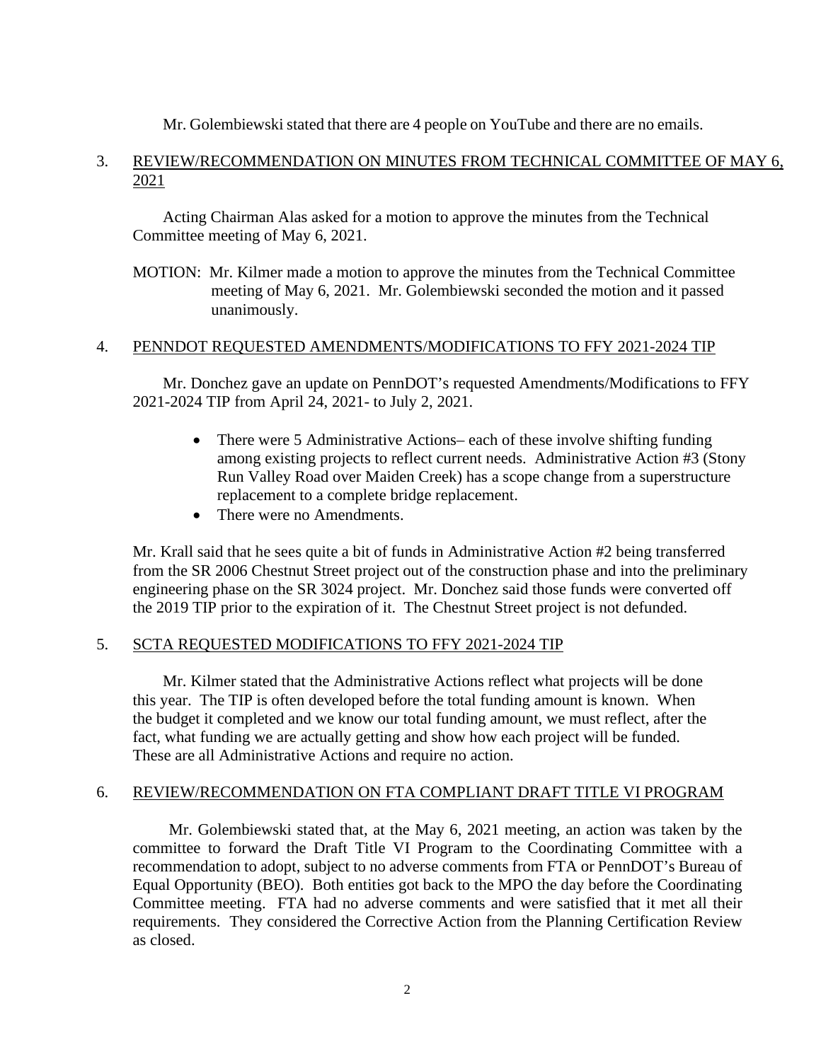Mr. Golembiewski stated that there are 4 people on YouTube and there are no emails.

3. REVIEW/RECOMMENDATION ON MINUTES FROM TECHNICAL COMMITTEE OF MAY 6, 2021

Acting Chairman Alas asked for a motion to approve the minutes from the Technical Committee meeting of May 6, 2021.

MOTION: Mr. Kilmer made a motion to approve the minutes from the Technical Committee meeting of May 6, 2021. Mr. Golembiewski seconded the motion and it passed unanimously.

4. PENNDOT REQUESTED AMENDMENTS/MODIFICATIONS TO FFY 2021-2024 TIP

Mr. Donchez gave an update on PennDOT's requested Amendments/Modifications to FFY 2021-2024 TIP from April 24, 2021- to July 2, 2021.

- There were 5 Administrative Actions– each of these involve shifting funding among existing projects to reflect current needs. Administrative Action #3 (Stony Run Valley Road over Maiden Creek) has a scope change from a superstructure replacement to a complete bridge replacement.
- There were no Amendments.

Mr. Krall said that he sees quite a bit of funds in Administrative Action #2 being transferred from the SR 2006 Chestnut Street project out of the construction phase and into the preliminary engineering phase on the SR 3024 project. Mr. Donchez said those funds were converted off the 2019 TIP prior to the expiration of it. The Chestnut Street project is not defunded.

5. SCTA REQUESTED MODIFICATIONS TO FFY 2021-2024 TIP

Mr. Kilmer stated that the Administrative Actions reflect what projects will be done this year. The TIP is often developed before the total funding amount is known. When the budget it completed and we know our total funding amount, we must reflect, after the fact, what funding we are actually getting and show how each project will be funded. These are all Administrative Actions and require no action.

6. REVIEW/RECOMMENDATION ON FTA COMPLIANT DRAFT TITLE VI PROGRAM

Mr. Golembiewski stated that, at the May 6, 2021 meeting, an action was taken by the committee to forward the Draft Title VI Program to the Coordinating Committee with a recommendation to adopt, subject to no adverse comments from FTA or PennDOT's Bureau of Equal Opportunity (BEO). Both entities got back to the MPO the day before the Coordinating Committee meeting. FTA had no adverse comments and were satisfied that it met all their requirements. They considered the Corrective Action from the Planning Certification Review as closed.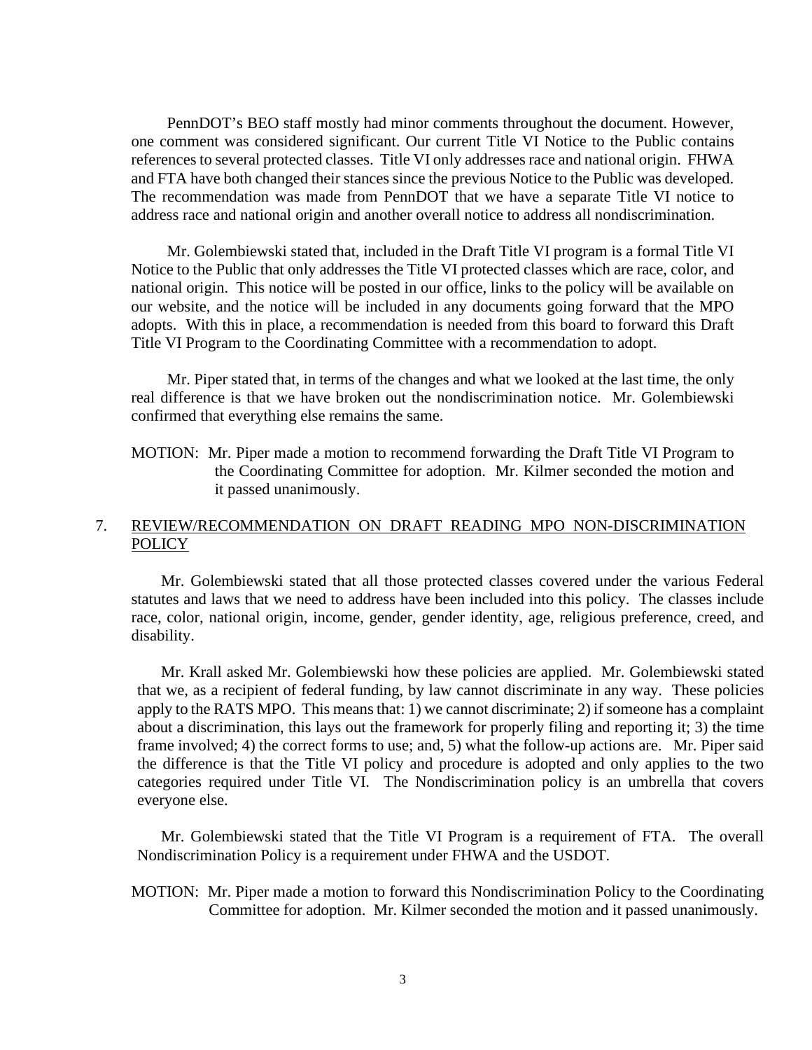PennDOT's BEO staff mostly had minor comments throughout the document. However, one comment was considered significant. Our current Title VI Notice to the Public contains references to several protected classes. Title VI only addresses race and national origin. FHWA and FTA have both changed their stances since the previous Notice to the Public was developed. The recommendation was made from PennDOT that we have a separate Title VI notice to address race and national origin and another overall notice to address all nondiscrimination.

Mr. Golembiewski stated that, included in the Draft Title VI program is a formal Title VI Notice to the Public that only addresses the Title VI protected classes which are race, color, and national origin. This notice will be posted in our office, links to the policy will be available on our website, and the notice will be included in any documents going forward that the MPO adopts. With this in place, a recommendation is needed from this board to forward this Draft Title VI Program to the Coordinating Committee with a recommendation to adopt.

Mr. Piper stated that, in terms of the changes and what we looked at the last time, the only real difference is that we have broken out the nondiscrimination notice. Mr. Golembiewski confirmed that everything else remains the same.

MOTION: Mr. Piper made a motion to recommend forwarding the Draft Title VI Program to the Coordinating Committee for adoption. Mr. Kilmer seconded the motion and it passed unanimously.

7. REVIEW/RECOMMENDATION ON DRAFT READING MPO NON-DISCRIMINATION POLICY

Mr. Golembiewski stated that all those protected classes covered under the various Federal statutes and laws that we need to address have been included into this policy. The classes include race, color, national origin, income, gender, gender identity, age, religious preference, creed, and disability.

Mr. Krall asked Mr. Golembiewski how these policies are applied. Mr. Golembiewski stated that we, as a recipient of federal funding, by law cannot discriminate in any way. These policies apply to the RATS MPO. This means that: 1) we cannot discriminate; 2) if someone has a complaint about a discrimination, this lays out the framework for properly filing and reporting it; 3) the time frame involved; 4) the correct forms to use; and, 5) what the follow-up actions are. Mr. Piper said the difference is that the Title VI policy and procedure is adopted and only applies to the two categories required under Title VI. The Nondiscrimination policy is an umbrella that covers everyone else.

Mr. Golembiewski stated that the Title VI Program is a requirement of FTA. The overall Nondiscrimination Policy is a requirement under FHWA and the USDOT.

MOTION: Mr. Piper made a motion to forward this Nondiscrimination Policy to the Coordinating Committee for adoption. Mr. Kilmer seconded the motion and it passed unanimously.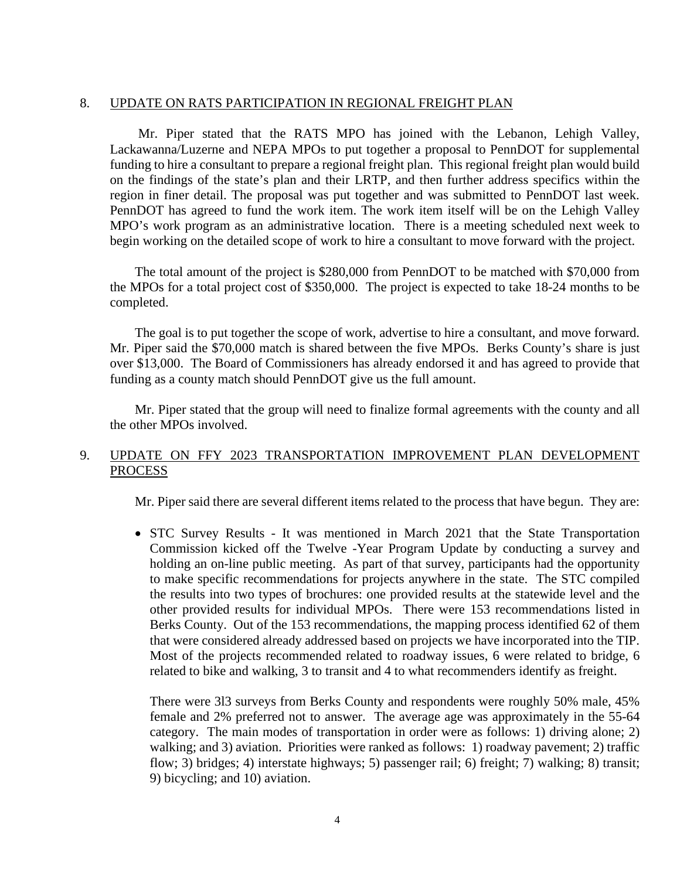8. UPDATE ON RATS PARTICIPATION IN REGIONAL FREIGHT PLAN

Mr. Piper stated that the RATS MPO has joined with the Lebanon, Lehigh Valley, Lackawanna/Luzerne and NEPA MPOs to put together a proposal to PennDOT for supplemental funding to hire a consultant to prepare a regional freight plan. This regional freight plan would build on the findings of the state's plan and their LRTP, and then further address specifics within the region in finer detail. The proposal was put together and was submitted to PennDOT last week. PennDOT has agreed to fund the work item. The work item itself will be on the Lehigh Valley MPO's work program as an administrative location. There is a meeting scheduled next week to begin working on the detailed scope of work to hire a consultant to move forward with the project.

The total amount of the project is $280,000 from PennDOT to be matched with $70,000 from the MPOs for a total project cost of $350,000. The project is expected to take 18-24 months to be completed.

The goal is to put together the scope of work, advertise to hire a consultant, and move forward. Mr. Piper said the $70,000 match is shared between the five MPOs. Berks County's share is just over $13,000. The Board of Commissioners has already endorsed it and has agreed to provide that funding as a county match should PennDOT give us the full amount.

Mr. Piper stated that the group will need to finalize formal agreements with the county and all the other MPOs involved.

9. UPDATE ON FFY 2023 TRANSPORTATION IMPROVEMENT PLAN DEVELOPMENT PROCESS

Mr. Piper said there are several different items related to the process that have begun. They are:

- STC Survey Results - It was mentioned in March 2021 that the State Transportation Commission kicked off the Twelve -Year Program Update by conducting a survey and holding an on-line public meeting. As part of that survey, participants had the opportunity to make specific recommendations for projects anywhere in the state. The STC compiled the results into two types of brochures: one provided results at the statewide level and the other provided results for individual MPOs. There were 153 recommendations listed in Berks County. Out of the 153 recommendations, the mapping process identified 62 of them that were considered already addressed based on projects we have incorporated into the TIP. Most of the projects recommended related to roadway issues, 6 were related to bridge, 6 related to bike and walking, 3 to transit and 4 to what recommenders identify as freight.

  There were 3l3 surveys from Berks County and respondents were roughly 50% male, 45% female and 2% preferred not to answer. The average age was approximately in the 55-64 category. The main modes of transportation in order were as follows: 1) driving alone; 2) walking; and 3) aviation. Priorities were ranked as follows: 1) roadway pavement; 2) traffic flow; 3) bridges; 4) interstate highways; 5) passenger rail; 6) freight; 7) walking; 8) transit; 9) bicycling; and 10) aviation.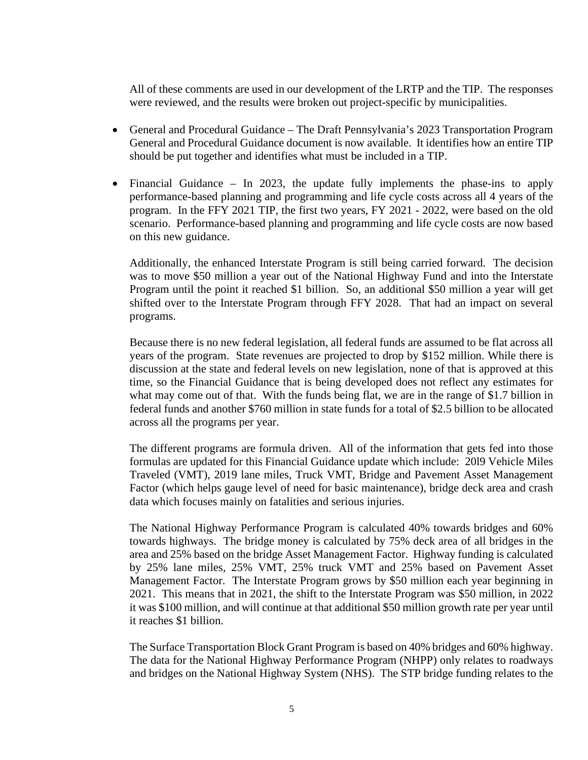All of these comments are used in our development of the LRTP and the TIP. The responses were reviewed, and the results were broken out project-specific by municipalities.

- General and Procedural Guidance – The Draft Pennsylvania's 2023 Transportation Program General and Procedural Guidance document is now available. It identifies how an entire TIP should be put together and identifies what must be included in a TIP.

- Financial Guidance – In 2023, the update fully implements the phase-ins to apply performance-based planning and programming and life cycle costs across all 4 years of the program. In the FFY 2021 TIP, the first two years, FY 2021 - 2022, were based on the old scenario. Performance-based planning and programming and life cycle costs are now based on this new guidance.

  Additionally, the enhanced Interstate Program is still being carried forward. The decision was to move $50 million a year out of the National Highway Fund and into the Interstate Program until the point it reached $1 billion. So, an additional $50 million a year will get shifted over to the Interstate Program through FFY 2028. That had an impact on several programs.

  Because there is no new federal legislation, all federal funds are assumed to be flat across all years of the program. State revenues are projected to drop by $152 million. While there is discussion at the state and federal levels on new legislation, none of that is approved at this time, so the Financial Guidance that is being developed does not reflect any estimates for what may come out of that. With the funds being flat, we are in the range of $1.7 billion in federal funds and another $760 million in state funds for a total of $2.5 billion to be allocated across all the programs per year.

  The different programs are formula driven. All of the information that gets fed into those formulas are updated for this Financial Guidance update which include: 20l9 Vehicle Miles Traveled (VMT), 2019 lane miles, Truck VMT, Bridge and Pavement Asset Management Factor (which helps gauge level of need for basic maintenance), bridge deck area and crash data which focuses mainly on fatalities and serious injuries.

  The National Highway Performance Program is calculated 40% towards bridges and 60% towards highways. The bridge money is calculated by 75% deck area of all bridges in the area and 25% based on the bridge Asset Management Factor. Highway funding is calculated by 25% lane miles, 25% VMT, 25% truck VMT and 25% based on Pavement Asset Management Factor. The Interstate Program grows by $50 million each year beginning in 2021. This means that in 2021, the shift to the Interstate Program was $50 million, in 2022 it was $100 million, and will continue at that additional $50 million growth rate per year until it reaches $1 billion.

  The Surface Transportation Block Grant Program is based on 40% bridges and 60% highway. The data for the National Highway Performance Program (NHPP) only relates to roadways and bridges on the National Highway System (NHS). The STP bridge funding relates to the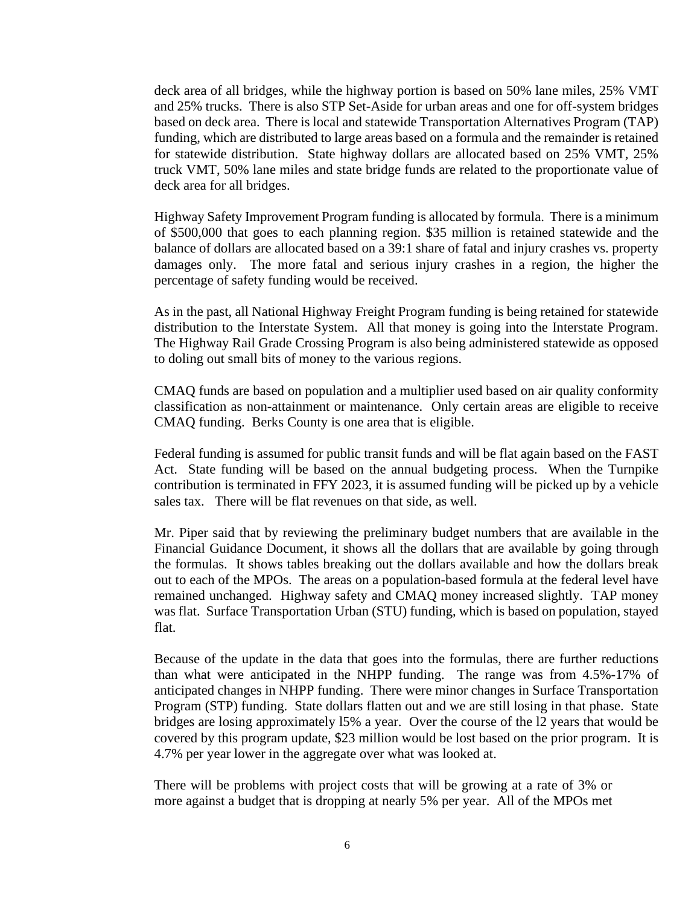deck area of all bridges, while the highway portion is based on 50% lane miles, 25% VMT and 25% trucks. There is also STP Set-Aside for urban areas and one for off-system bridges based on deck area. There is local and statewide Transportation Alternatives Program (TAP) funding, which are distributed to large areas based on a formula and the remainder is retained for statewide distribution. State highway dollars are allocated based on 25% VMT, 25% truck VMT, 50% lane miles and state bridge funds are related to the proportionate value of deck area for all bridges.

Highway Safety Improvement Program funding is allocated by formula. There is a minimum of $500,000 that goes to each planning region. $35 million is retained statewide and the balance of dollars are allocated based on a 39:1 share of fatal and injury crashes vs. property damages only. The more fatal and serious injury crashes in a region, the higher the percentage of safety funding would be received.

As in the past, all National Highway Freight Program funding is being retained for statewide distribution to the Interstate System. All that money is going into the Interstate Program. The Highway Rail Grade Crossing Program is also being administered statewide as opposed to doling out small bits of money to the various regions.

CMAQ funds are based on population and a multiplier used based on air quality conformity classification as non-attainment or maintenance. Only certain areas are eligible to receive CMAQ funding. Berks County is one area that is eligible.

Federal funding is assumed for public transit funds and will be flat again based on the FAST Act. State funding will be based on the annual budgeting process. When the Turnpike contribution is terminated in FFY 2023, it is assumed funding will be picked up by a vehicle sales tax. There will be flat revenues on that side, as well.

Mr. Piper said that by reviewing the preliminary budget numbers that are available in the Financial Guidance Document, it shows all the dollars that are available by going through the formulas. It shows tables breaking out the dollars available and how the dollars break out to each of the MPOs. The areas on a population-based formula at the federal level have remained unchanged. Highway safety and CMAQ money increased slightly. TAP money was flat. Surface Transportation Urban (STU) funding, which is based on population, stayed flat.

Because of the update in the data that goes into the formulas, there are further reductions than what were anticipated in the NHPP funding. The range was from 4.5%-17% of anticipated changes in NHPP funding. There were minor changes in Surface Transportation Program (STP) funding. State dollars flatten out and we are still losing in that phase. State bridges are losing approximately l5% a year. Over the course of the l2 years that would be covered by this program update, $23 million would be lost based on the prior program. It is 4.7% per year lower in the aggregate over what was looked at.

There will be problems with project costs that will be growing at a rate of 3% or more against a budget that is dropping at nearly 5% per year. All of the MPOs met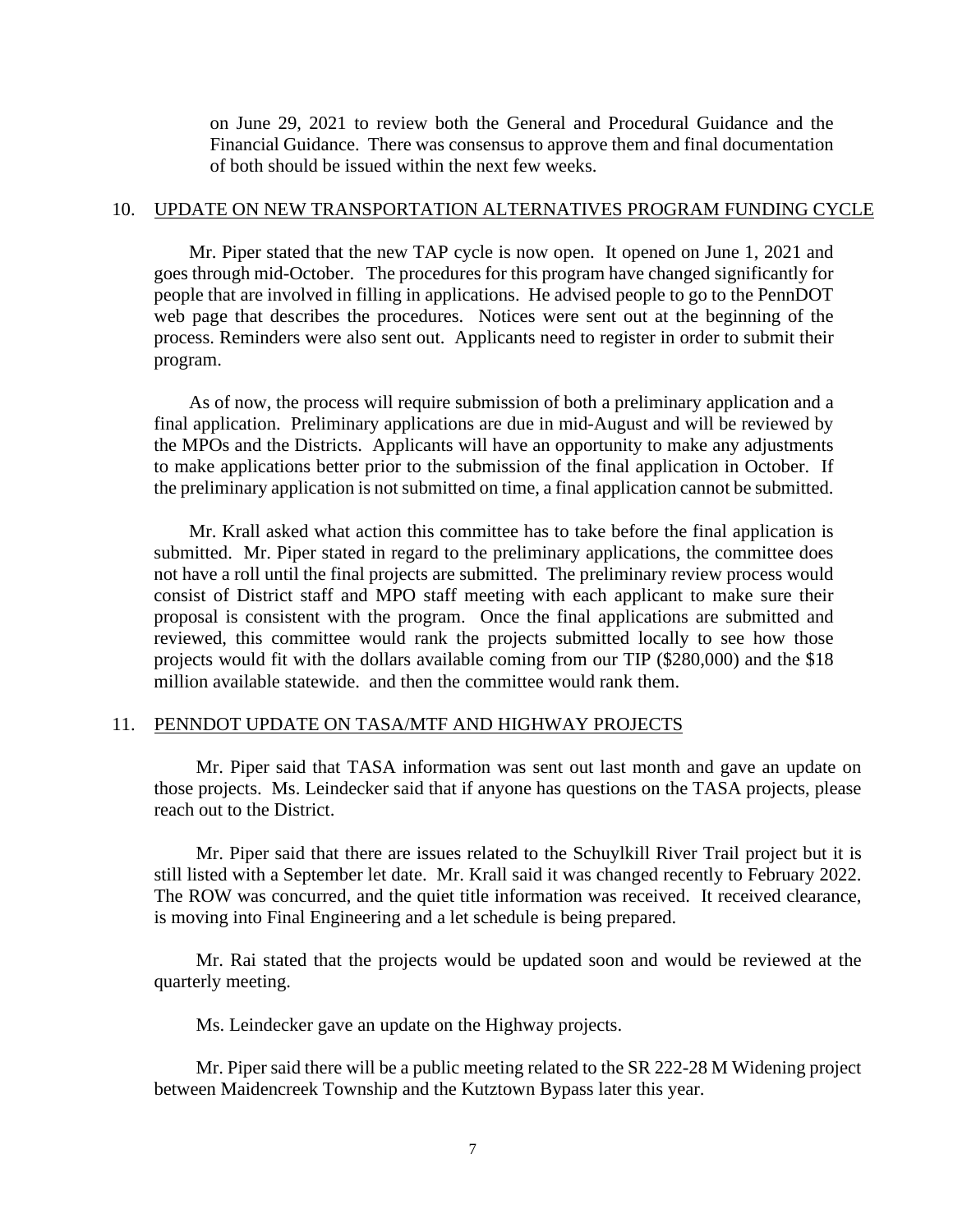on June 29, 2021 to review both the General and Procedural Guidance and the Financial Guidance. There was consensus to approve them and final documentation of both should be issued within the next few weeks.

10. UPDATE ON NEW TRANSPORTATION ALTERNATIVES PROGRAM FUNDING CYCLE

Mr. Piper stated that the new TAP cycle is now open. It opened on June 1, 2021 and goes through mid-October. The procedures for this program have changed significantly for people that are involved in filling in applications. He advised people to go to the PennDOT web page that describes the procedures. Notices were sent out at the beginning of the process. Reminders were also sent out. Applicants need to register in order to submit their program.

As of now, the process will require submission of both a preliminary application and a final application. Preliminary applications are due in mid-August and will be reviewed by the MPOs and the Districts. Applicants will have an opportunity to make any adjustments to make applications better prior to the submission of the final application in October. If the preliminary application is not submitted on time, a final application cannot be submitted.

Mr. Krall asked what action this committee has to take before the final application is submitted. Mr. Piper stated in regard to the preliminary applications, the committee does not have a roll until the final projects are submitted. The preliminary review process would consist of District staff and MPO staff meeting with each applicant to make sure their proposal is consistent with the program. Once the final applications are submitted and reviewed, this committee would rank the projects submitted locally to see how those projects would fit with the dollars available coming from our TIP ($280,000) and the $18 million available statewide. and then the committee would rank them.

11. PENNDOT UPDATE ON TASA/MTF AND HIGHWAY PROJECTS

Mr. Piper said that TASA information was sent out last month and gave an update on those projects. Ms. Leindecker said that if anyone has questions on the TASA projects, please reach out to the District.

Mr. Piper said that there are issues related to the Schuylkill River Trail project but it is still listed with a September let date. Mr. Krall said it was changed recently to February 2022. The ROW was concurred, and the quiet title information was received. It received clearance, is moving into Final Engineering and a let schedule is being prepared.

Mr. Rai stated that the projects would be updated soon and would be reviewed at the quarterly meeting.

Ms. Leindecker gave an update on the Highway projects.

Mr. Piper said there will be a public meeting related to the SR 222-28 M Widening project between Maidencreek Township and the Kutztown Bypass later this year.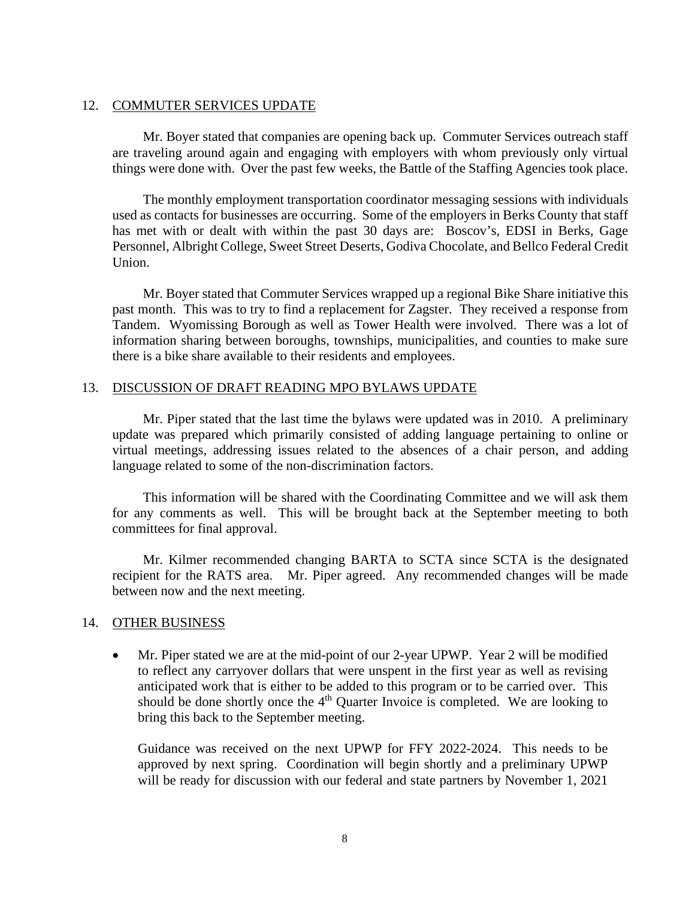## 12. COMMUTER SERVICES UPDATE

Mr. Boyer stated that companies are opening back up. Commuter Services outreach staff are traveling around again and engaging with employers with whom previously only virtual things were done with. Over the past few weeks, the Battle of the Staffing Agencies took place.

The monthly employment transportation coordinator messaging sessions with individuals used as contacts for businesses are occurring. Some of the employers in Berks County that staff has met with or dealt with within the past 30 days are: Boscov's, EDSI in Berks, Gage Personnel, Albright College, Sweet Street Deserts, Godiva Chocolate, and Bellco Federal Credit Union.

Mr. Boyer stated that Commuter Services wrapped up a regional Bike Share initiative this past month. This was to try to find a replacement for Zagster. They received a response from Tandem. Wyomissing Borough as well as Tower Health were involved. There was a lot of information sharing between boroughs, townships, municipalities, and counties to make sure there is a bike share available to their residents and employees.

## 13. DISCUSSION OF DRAFT READING MPO BYLAWS UPDATE

Mr. Piper stated that the last time the bylaws were updated was in 2010. A preliminary update was prepared which primarily consisted of adding language pertaining to online or virtual meetings, addressing issues related to the absences of a chair person, and adding language related to some of the non-discrimination factors.

This information will be shared with the Coordinating Committee and we will ask them for any comments as well. This will be brought back at the September meeting to both committees for final approval.

Mr. Kilmer recommended changing BARTA to SCTA since SCTA is the designated recipient for the RATS area. Mr. Piper agreed. Any recommended changes will be made between now and the next meeting.

## 14. OTHER BUSINESS

- Mr. Piper stated we are at the mid-point of our 2-year UPWP. Year 2 will be modified to reflect any carryover dollars that were unspent in the first year as well as revising anticipated work that is either to be added to this program or to be carried over. This should be done shortly once the 4th Quarter Invoice is completed. We are looking to bring this back to the September meeting.

  Guidance was received on the next UPWP for FFY 2022-2024. This needs to be approved by next spring. Coordination will begin shortly and a preliminary UPWP will be ready for discussion with our federal and state partners by November 1, 2021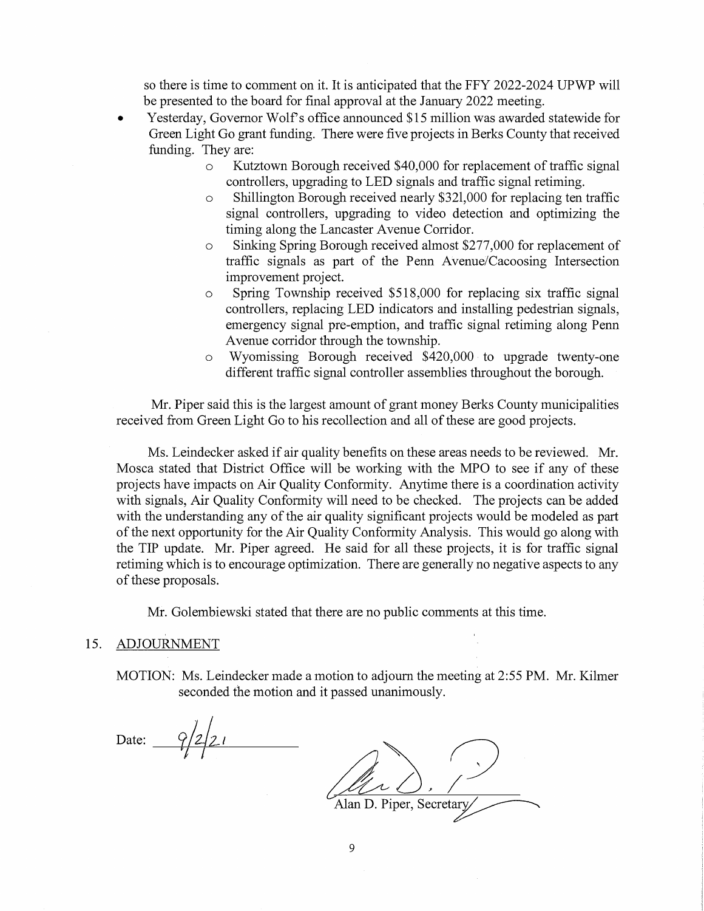so there is time to comment on it. It is anticipated that the FFY 2022-2024 UPWP will be presented to the board for final approval at the January 2022 meeting.

- Yesterday, Governor Wolf's office announced $15 million was awarded statewide for Green Light Go grant funding. There were five projects in Berks County that received funding. They are:
  - Kutztown Borough received $40,000 for replacement of traffic signal controllers, upgrading to LED signals and traffic signal retiming.
  - Shillington Borough received nearly $321,000 for replacing ten traffic signal controllers, upgrading to video detection and optimizing the timing along the Lancaster Avenue Corridor.
  - Sinking Spring Borough received almost $277,000 for replacement of traffic signals as part of the Penn Avenue/Cacoosing Intersection improvement project.
  - Spring Township received $518,000 for replacing six traffic signal controllers, replacing LED indicators and installing pedestrian signals, emergency signal pre-emption, and traffic signal retiming along Penn Avenue corridor through the township.
  - Wyomissing Borough received $420,000 to upgrade twenty-one different traffic signal controller assemblies throughout the borough.

Mr. Piper said this is the largest amount of grant money Berks County municipalities received from Green Light Go to his recollection and all of these are good projects.

Ms. Leindecker asked if air quality benefits on these areas needs to be reviewed. Mr. Mosca stated that District Office will be working with the MPO to see if any of these projects have impacts on Air Quality Conformity. Anytime there is a coordination activity with signals, Air Quality Conformity will need to be checked. The projects can be added with the understanding any of the air quality significant projects would be modeled as part of the next opportunity for the Air Quality Conformity Analysis. This would go along with the TIP update. Mr. Piper agreed. He said for all these projects, it is for traffic signal retiming which is to encourage optimization. There are generally no negative aspects to any of these proposals.

Mr. Golembiewski stated that there are no public comments at this time.

15. ADJOURNMENT

MOTION: Ms. Leindecker made a motion to adjourn the meeting at 2:55 PM. Mr. Kilmer seconded the motion and it passed unanimously.

Date: 9/2/21

Alan D. Piper, Secretary